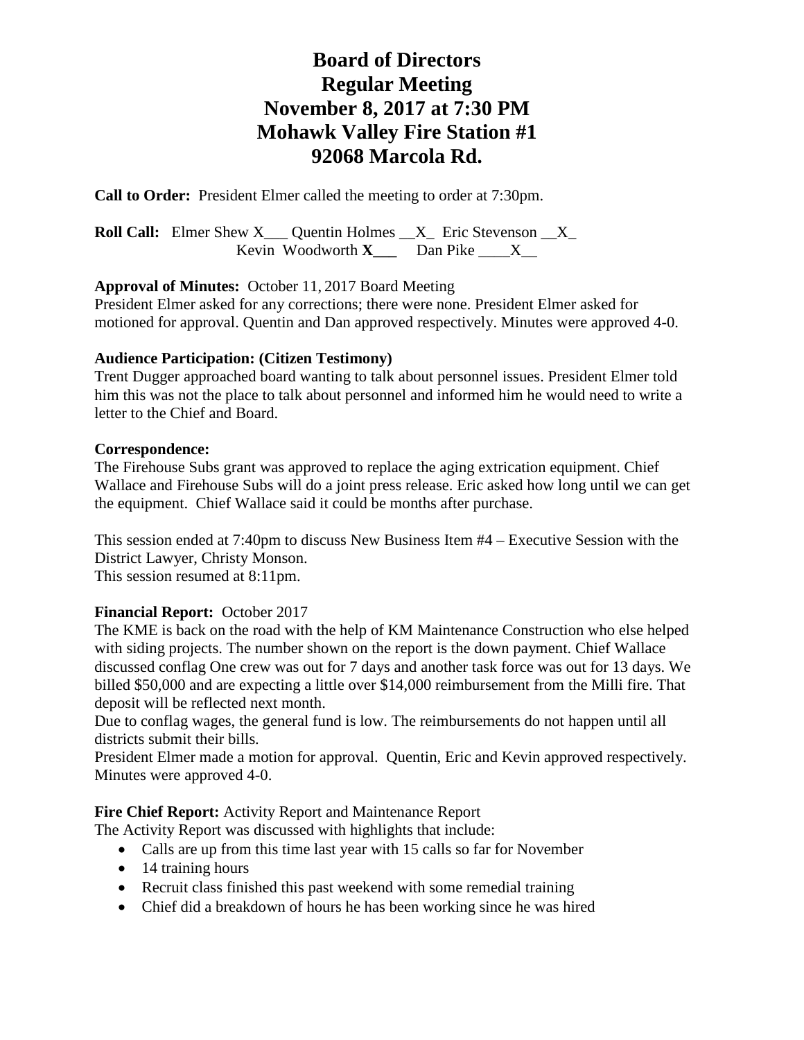# Board of Directors
# Regular Meeting
# November 8, 2017 at 7:30 PM
# Mohawk Valley Fire Station #1
# 92068 Marcola Rd.

**Call to Order:** President Elmer called the meeting to order at 7:30pm.

**Roll Call:** Elmer Shew X___ Quentin Holmes __X_ Eric Stevenson __X_
Kevin Woodworth **X___** Dan Pike ____X__

**Approval of Minutes:** October 11, 2017 Board Meeting
President Elmer asked for any corrections; there were none. President Elmer asked for motioned for approval. Quentin and Dan approved respectively. Minutes were approved 4-0.

**Audience Participation: (Citizen Testimony)**
Trent Dugger approached board wanting to talk about personnel issues. President Elmer told him this was not the place to talk about personnel and informed him he would need to write a letter to the Chief and Board.

**Correspondence:**
The Firehouse Subs grant was approved to replace the aging extrication equipment. Chief Wallace and Firehouse Subs will do a joint press release. Eric asked how long until we can get the equipment. Chief Wallace said it could be months after purchase.

This session ended at 7:40pm to discuss New Business Item #4 – Executive Session with the District Lawyer, Christy Monson.
This session resumed at 8:11pm.

**Financial Report:** October 2017
The KME is back on the road with the help of KM Maintenance Construction who else helped with siding projects. The number shown on the report is the down payment. Chief Wallace discussed conflag One crew was out for 7 days and another task force was out for 13 days. We billed $50,000 and are expecting a little over $14,000 reimbursement from the Milli fire. That deposit will be reflected next month.
Due to conflag wages, the general fund is low. The reimbursements do not happen until all districts submit their bills.
President Elmer made a motion for approval. Quentin, Eric and Kevin approved respectively. Minutes were approved 4-0.

**Fire Chief Report:** Activity Report and Maintenance Report
The Activity Report was discussed with highlights that include:

- Calls are up from this time last year with 15 calls so far for November
- 14 training hours
- Recruit class finished this past weekend with some remedial training
- Chief did a breakdown of hours he has been working since he was hired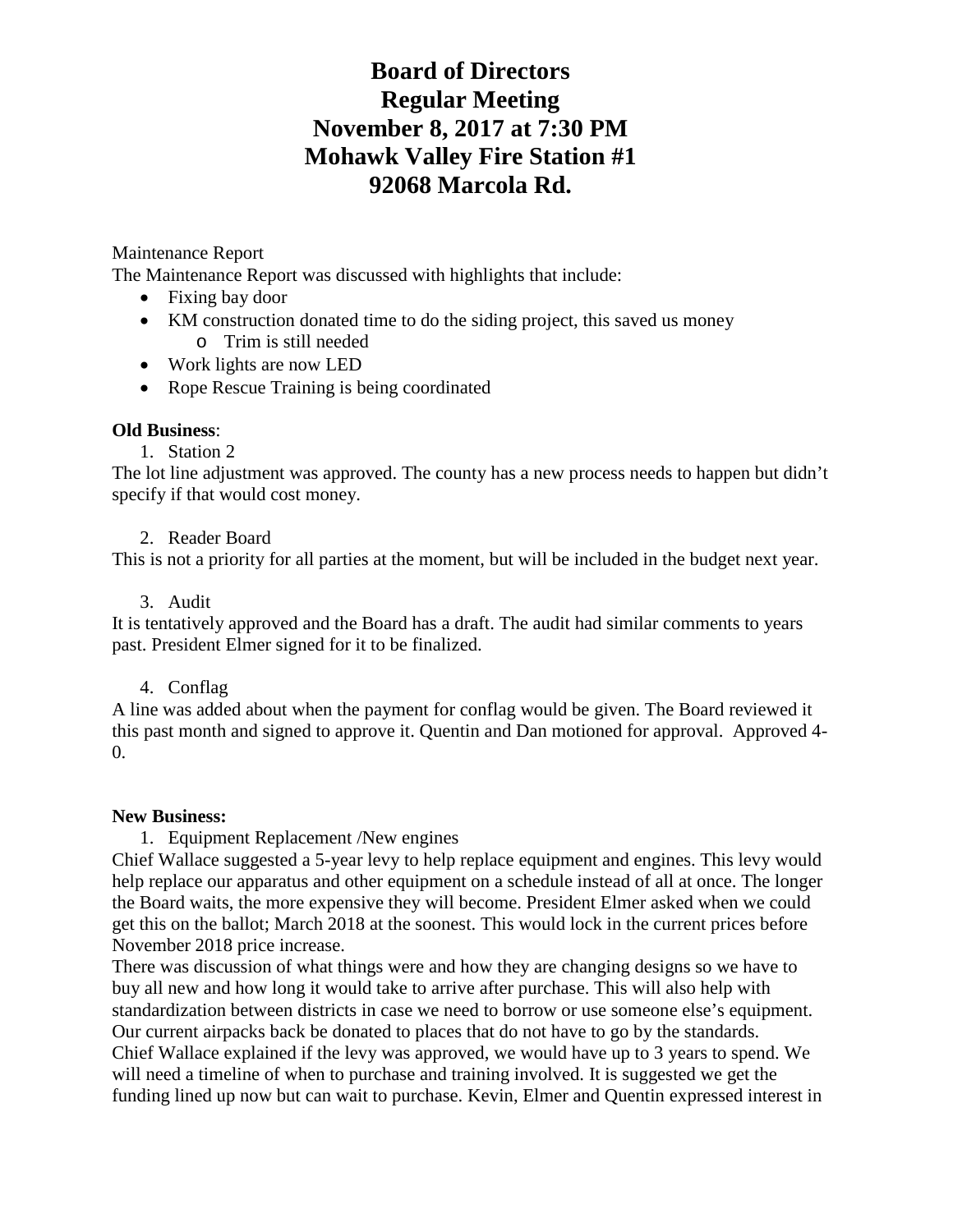# Board of Directors
# Regular Meeting
# November 8, 2017 at 7:30 PM
# Mohawk Valley Fire Station #1
# 92068 Marcola Rd.

Maintenance Report

The Maintenance Report was discussed with highlights that include:

- Fixing bay door
- KM construction donated time to do the siding project, this saved us money
  - Trim is still needed
- Work lights are now LED
- Rope Rescue Training is being coordinated

**Old Business**:

1. Station 2

The lot line adjustment was approved. The county has a new process needs to happen but didn't specify if that would cost money.

2. Reader Board

This is not a priority for all parties at the moment, but will be included in the budget next year.

3. Audit

It is tentatively approved and the Board has a draft. The audit had similar comments to years past. President Elmer signed for it to be finalized.

4. Conflag

A line was added about when the payment for conflag would be given. The Board reviewed it this past month and signed to approve it. Quentin and Dan motioned for approval. Approved 4-0.

**New Business:**

1. Equipment Replacement /New engines

Chief Wallace suggested a 5-year levy to help replace equipment and engines. This levy would help replace our apparatus and other equipment on a schedule instead of all at once. The longer the Board waits, the more expensive they will become. President Elmer asked when we could get this on the ballot; March 2018 at the soonest. This would lock in the current prices before November 2018 price increase.

There was discussion of what things were and how they are changing designs so we have to buy all new and how long it would take to arrive after purchase. This will also help with standardization between districts in case we need to borrow or use someone else's equipment. Our current airpacks back be donated to places that do not have to go by the standards.

Chief Wallace explained if the levy was approved, we would have up to 3 years to spend. We will need a timeline of when to purchase and training involved. It is suggested we get the funding lined up now but can wait to purchase. Kevin, Elmer and Quentin expressed interest in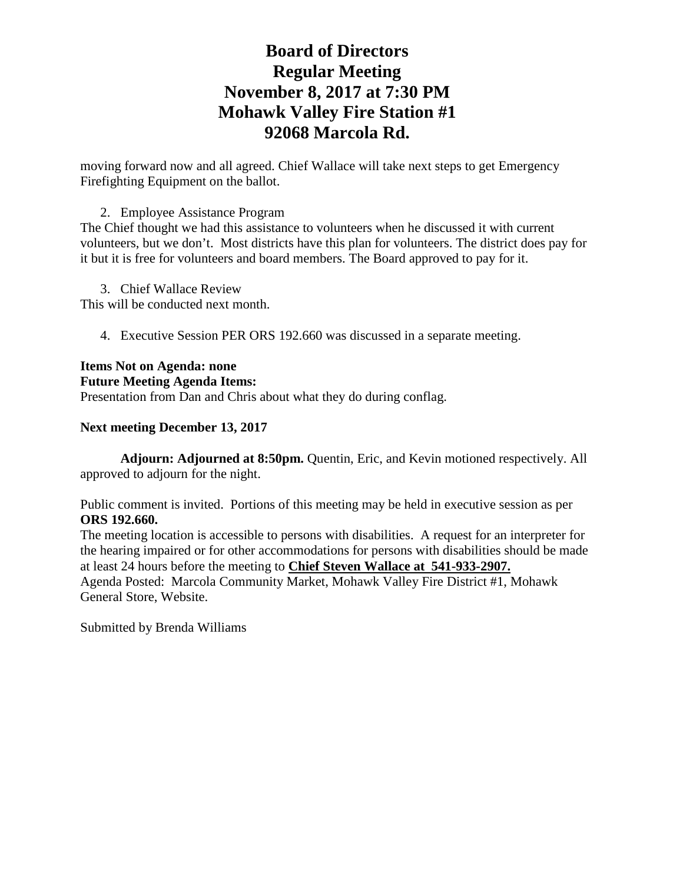# Board of Directors
# Regular Meeting
# November 8, 2017 at 7:30 PM
# Mohawk Valley Fire Station #1
# 92068 Marcola Rd.

moving forward now and all agreed. Chief Wallace will take next steps to get Emergency Firefighting Equipment on the ballot.

2. Employee Assistance Program

The Chief thought we had this assistance to volunteers when he discussed it with current volunteers, but we don't. Most districts have this plan for volunteers. The district does pay for it but it is free for volunteers and board members. The Board approved to pay for it.

3. Chief Wallace Review

This will be conducted next month.

4. Executive Session PER ORS 192.660 was discussed in a separate meeting.

**Items Not on Agenda: none**

**Future Meeting Agenda Items:**

Presentation from Dan and Chris about what they do during conflag.

**Next meeting December 13, 2017**

**Adjourn: Adjourned at 8:50pm.** Quentin, Eric, and Kevin motioned respectively. All approved to adjourn for the night.

Public comment is invited. Portions of this meeting may be held in executive session as per **ORS 192.660.**

The meeting location is accessible to persons with disabilities. A request for an interpreter for the hearing impaired or for other accommodations for persons with disabilities should be made at least 24 hours before the meeting to **Chief Steven Wallace at 541-933-2907.**

Agenda Posted: Marcola Community Market, Mohawk Valley Fire District #1, Mohawk General Store, Website.

Submitted by Brenda Williams